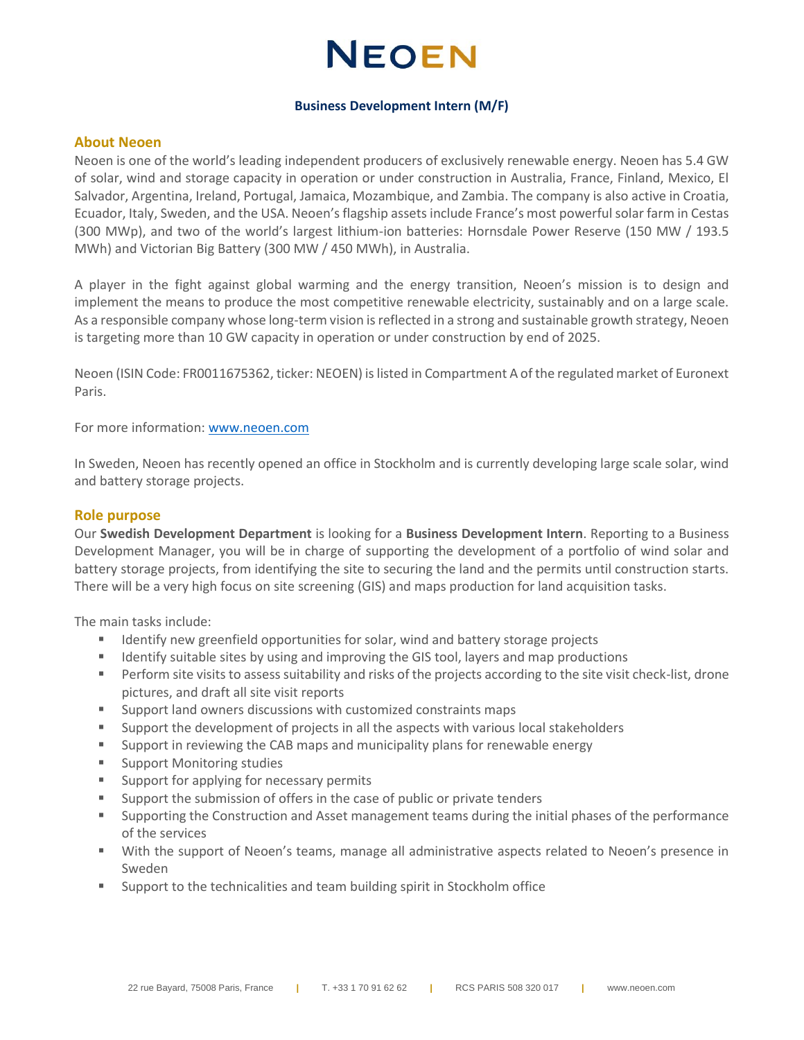# NEOEN

**Business Development Intern (M/F)**

## About Neoen

Neoen is one of the world's leading independent producers of exclusively renewable energy. Neoen has 5.4 GW of solar, wind and storage capacity in operation or under construction in Australia, France, Finland, Mexico, El Salvador, Argentina, Ireland, Portugal, Jamaica, Mozambique, and Zambia. The company is also active in Croatia, Ecuador, Italy, Sweden, and the USA. Neoen's flagship assets include France's most powerful solar farm in Cestas (300 MWp), and two of the world's largest lithium-ion batteries: Hornsdale Power Reserve (150 MW / 193.5 MWh) and Victorian Big Battery (300 MW / 450 MWh), in Australia.

A player in the fight against global warming and the energy transition, Neoen's mission is to design and implement the means to produce the most competitive renewable electricity, sustainably and on a large scale. As a responsible company whose long-term vision is reflected in a strong and sustainable growth strategy, Neoen is targeting more than 10 GW capacity in operation or under construction by end of 2025.

Neoen (ISIN Code: FR0011675362, ticker: NEOEN) is listed in Compartment A of the regulated market of Euronext Paris.

For more information: [www.neoen.com](http://www.neoen.com)

In Sweden, Neoen has recently opened an office in Stockholm and is currently developing large scale solar, wind and battery storage projects.

## Role purpose

Our **Swedish Development Department** is looking for a **Business Development Intern**. Reporting to a Business Development Manager, you will be in charge of supporting the development of a portfolio of wind solar and battery storage projects, from identifying the site to securing the land and the permits until construction starts. There will be a very high focus on site screening (GIS) and maps production for land acquisition tasks.

The main tasks include:

- Identify new greenfield opportunities for solar, wind and battery storage projects
- Identify suitable sites by using and improving the GIS tool, layers and map productions
- Perform site visits to assess suitability and risks of the projects according to the site visit check-list, drone pictures, and draft all site visit reports
- Support land owners discussions with customized constraints maps
- Support the development of projects in all the aspects with various local stakeholders
- Support in reviewing the CAB maps and municipality plans for renewable energy
- Support Monitoring studies
- Support for applying for necessary permits
- Support the submission of offers in the case of public or private tenders
- Supporting the Construction and Asset management teams during the initial phases of the performance of the services
- With the support of Neoen's teams, manage all administrative aspects related to Neoen's presence in Sweden
- Support to the technicalities and team building spirit in Stockholm office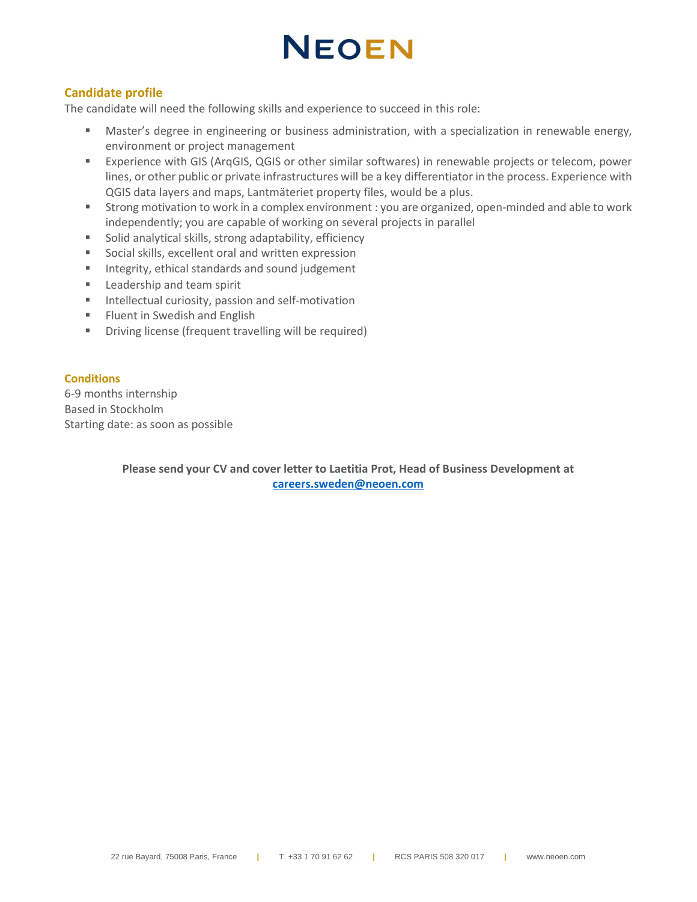## Candidate profile

The candidate will need the following skills and experience to succeed in this role:

- Master's degree in engineering or business administration, with a specialization in renewable energy, environment or project management
- Experience with GIS (ArqGIS, QGIS or other similar softwares) in renewable projects or telecom, power lines, or other public or private infrastructures will be a key differentiator in the process. Experience with QGIS data layers and maps, Lantmäteriet property files, would be a plus.
- Strong motivation to work in a complex environment : you are organized, open-minded and able to work independently; you are capable of working on several projects in parallel
- Solid analytical skills, strong adaptability, efficiency
- Social skills, excellent oral and written expression
- Integrity, ethical standards and sound judgement
- Leadership and team spirit
- Intellectual curiosity, passion and self-motivation
- Fluent in Swedish and English
- Driving license (frequent travelling will be required)

## Conditions

6-9 months internship
Based in Stockholm
Starting date: as soon as possible

**Please send your CV and cover letter to Laetitia Prot, Head of Business Development at careers.sweden@neoen.com**